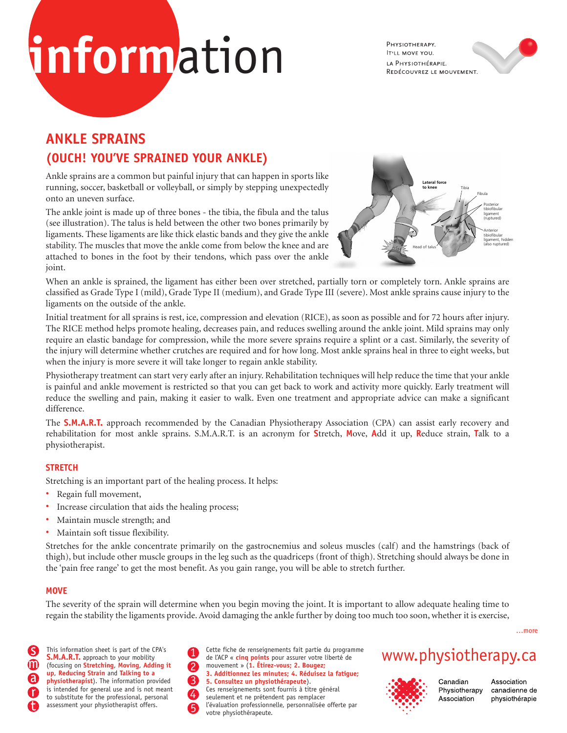# information

PHYSIOTHERAPY.
IT'LL MOVE YOU.
LA PHYSIOTHÉRAPIE.
REDÉCOUVREZ LE MOUVEMENT.

## ANKLE SPRAINS

## (OUCH! YOU'VE SPRAINED YOUR ANKLE)

Ankle sprains are a common but painful injury that can happen in sports like running, soccer, basketball or volleyball, or simply by stepping unexpectedly onto an uneven surface.

The ankle joint is made up of three bones - the tibia, the fibula and the talus (see illustration). The talus is held between the other two bones primarily by ligaments. These ligaments are like thick elastic bands and they give the ankle stability. The muscles that move the ankle come from below the knee and are attached to bones in the foot by their tendons, which pass over the ankle joint.

When an ankle is sprained, the ligament has either been over stretched, partially torn or completely torn. Ankle sprains are classified as Grade Type I (mild), Grade Type II (medium), and Grade Type III (severe). Most ankle sprains cause injury to the ligaments on the outside of the ankle.

Initial treatment for all sprains is rest, ice, compression and elevation (RICE), as soon as possible and for 72 hours after injury. The RICE method helps promote healing, decreases pain, and reduces swelling around the ankle joint. Mild sprains may only require an elastic bandage for compression, while the more severe sprains require a splint or a cast. Similarly, the severity of the injury will determine whether crutches are required and for how long. Most ankle sprains heal in three to eight weeks, but when the injury is more severe it will take longer to regain ankle stability.

Physiotherapy treatment can start very early after an injury. Rehabilitation techniques will help reduce the time that your ankle is painful and ankle movement is restricted so that you can get back to work and activity more quickly. Early treatment will reduce the swelling and pain, making it easier to walk. Even one treatment and appropriate advice can make a significant difference.

The **S.M.A.R.T.** approach recommended by the Canadian Physiotherapy Association (CPA) can assist early recovery and rehabilitation for most ankle sprains. S.M.A.R.T. is an acronym for **S**tretch, **M**ove, **A**dd it up, **R**educe strain, **T**alk to a physiotherapist.

### STRETCH

Stretching is an important part of the healing process. It helps:

- Regain full movement,
- Increase circulation that aids the healing process;
- Maintain muscle strength; and
- Maintain soft tissue flexibility.

Stretches for the ankle concentrate primarily on the gastrocnemius and soleus muscles (calf) and the hamstrings (back of thigh), but include other muscle groups in the leg such as the quadriceps (front of thigh). Stretching should always be done in the 'pain free range' to get the most benefit. As you gain range, you will be able to stretch further.

### MOVE

The severity of the sprain will determine when you begin moving the joint. It is important to allow adequate healing time to regain the stability the ligaments provide. Avoid damaging the ankle further by doing too much too soon, whether it is exercise,

...more

This information sheet is part of the CPA's **S.M.A.R.T.** approach to your mobility (focusing on **Stretching**, **Moving**, **Adding it up**, **Reducing Strain** and **Talking to a physiotherapist**). The information provided is intended for general use and is not meant to substitute for the professional, personal assessment your physiotherapist offers.

Cette fiche de renseignements fait partie du programme de l'ACP « **cinq points** pour assurer votre liberté de mouvement » (**1. Étirez-vous; 2. Bougez; 3. Additionnez les minutes; 4. Réduisez la fatigue; 5. Consultez un physiothérapeute**). Ces renseignements sont fournis à titre général seulement et ne prétendent pas remplacer l'évaluation professionnelle, personnalisée offerte par votre physiothérapeute.

www.physiotherapy.ca

Canadian Physiotherapy Association — Association canadienne de physiothérapie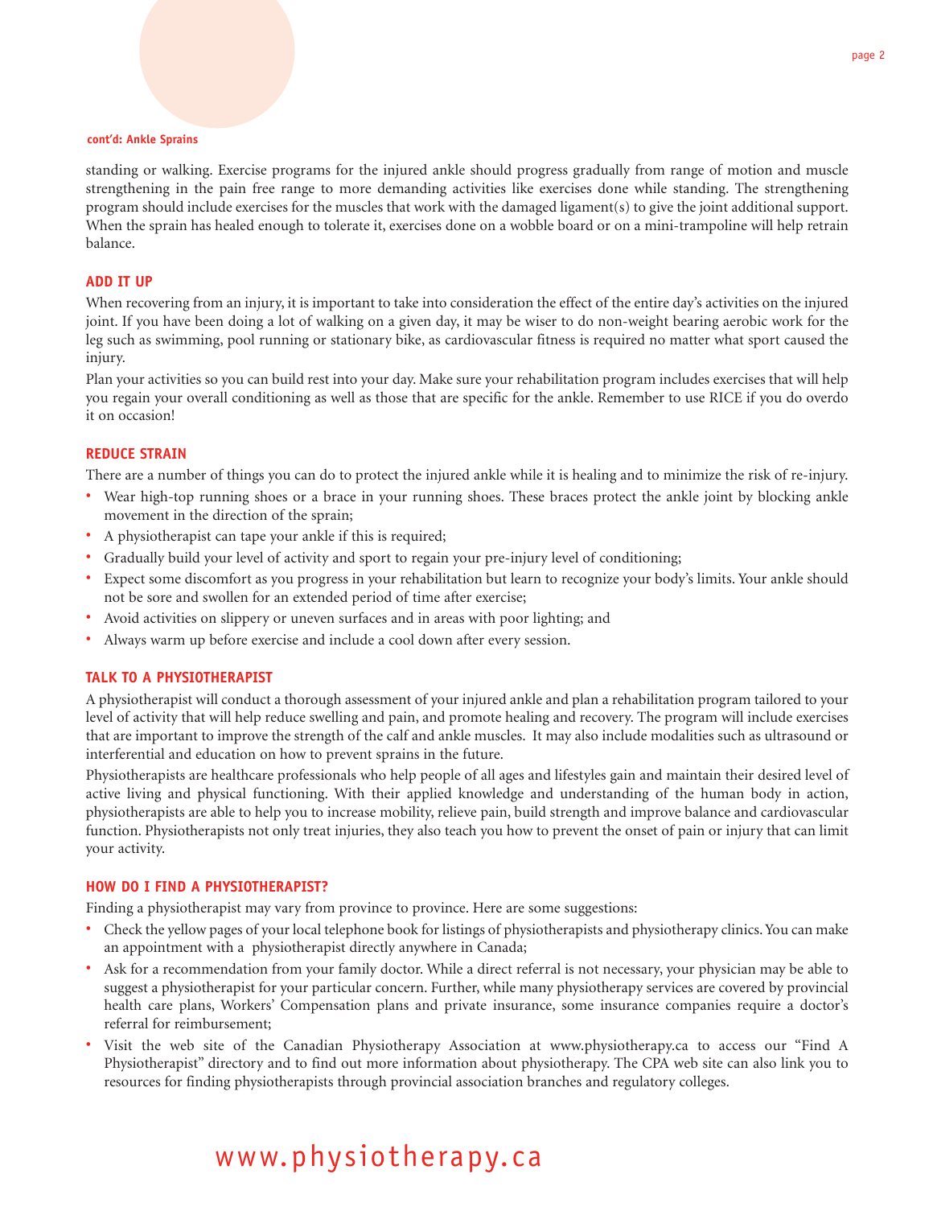cont'd: Ankle Sprains

standing or walking. Exercise programs for the injured ankle should progress gradually from range of motion and muscle strengthening in the pain free range to more demanding activities like exercises done while standing. The strengthening program should include exercises for the muscles that work with the damaged ligament(s) to give the joint additional support. When the sprain has healed enough to tolerate it, exercises done on a wobble board or on a mini-trampoline will help retrain balance.

## ADD IT UP

When recovering from an injury, it is important to take into consideration the effect of the entire day's activities on the injured joint. If you have been doing a lot of walking on a given day, it may be wiser to do non-weight bearing aerobic work for the leg such as swimming, pool running or stationary bike, as cardiovascular fitness is required no matter what sport caused the injury.

Plan your activities so you can build rest into your day. Make sure your rehabilitation program includes exercises that will help you regain your overall conditioning as well as those that are specific for the ankle. Remember to use RICE if you do overdo it on occasion!

## REDUCE STRAIN

There are a number of things you can do to protect the injured ankle while it is healing and to minimize the risk of re-injury.

- Wear high-top running shoes or a brace in your running shoes. These braces protect the ankle joint by blocking ankle movement in the direction of the sprain;
- A physiotherapist can tape your ankle if this is required;
- Gradually build your level of activity and sport to regain your pre-injury level of conditioning;
- Expect some discomfort as you progress in your rehabilitation but learn to recognize your body's limits. Your ankle should not be sore and swollen for an extended period of time after exercise;
- Avoid activities on slippery or uneven surfaces and in areas with poor lighting; and
- Always warm up before exercise and include a cool down after every session.

## TALK TO A PHYSIOTHERAPIST

A physiotherapist will conduct a thorough assessment of your injured ankle and plan a rehabilitation program tailored to your level of activity that will help reduce swelling and pain, and promote healing and recovery. The program will include exercises that are important to improve the strength of the calf and ankle muscles. It may also include modalities such as ultrasound or interferential and education on how to prevent sprains in the future.

Physiotherapists are healthcare professionals who help people of all ages and lifestyles gain and maintain their desired level of active living and physical functioning. With their applied knowledge and understanding of the human body in action, physiotherapists are able to help you to increase mobility, relieve pain, build strength and improve balance and cardiovascular function. Physiotherapists not only treat injuries, they also teach you how to prevent the onset of pain or injury that can limit your activity.

## HOW DO I FIND A PHYSIOTHERAPIST?

Finding a physiotherapist may vary from province to province. Here are some suggestions:

- Check the yellow pages of your local telephone book for listings of physiotherapists and physiotherapy clinics. You can make an appointment with a physiotherapist directly anywhere in Canada;
- Ask for a recommendation from your family doctor. While a direct referral is not necessary, your physician may be able to suggest a physiotherapist for your particular concern. Further, while many physiotherapy services are covered by provincial health care plans, Workers' Compensation plans and private insurance, some insurance companies require a doctor's referral for reimbursement;
- Visit the web site of the Canadian Physiotherapy Association at www.physiotherapy.ca to access our "Find A Physiotherapist" directory and to find out more information about physiotherapy. The CPA web site can also link you to resources for finding physiotherapists through provincial association branches and regulatory colleges.

www.physiotherapy.ca